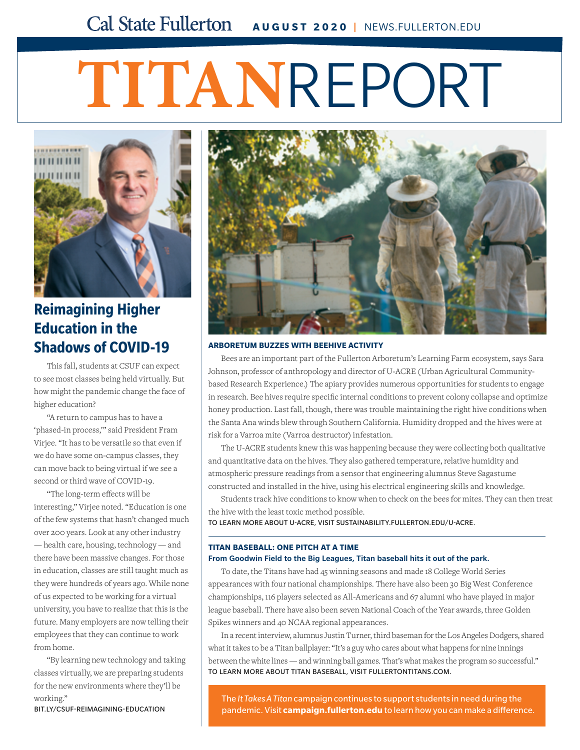Cal State Fullerton **AUGUST 2020** | NEWS.FULLERTON.EDU

# TITANREPORT

## Reimagining Higher Education in the Shadows of COVID-19

This fall, students at CSUF can expect to see most classes being held virtually. But how might the pandemic change the face of higher education?

"A return to campus has to have a 'phased-in process,'" said President Fram Virjee. "It has to be versatile so that even if we do have some on-campus classes, they can move back to being virtual if we see a second or third wave of COVID-19.

"The long-term effects will be interesting," Virjee noted. "Education is one of the few systems that hasn't changed much over 200 years. Look at any other industry — health care, housing, technology — and there have been massive changes. For those in education, classes are still taught much as they were hundreds of years ago. While none of us expected to be working for a virtual university, you have to realize that this is the future. Many employers are now telling their employees that they can continue to work from home.

"By learning new technology and taking classes virtually, we are preparing students for the new environments where they'll be working."

BIT.LY/CSUF-REIMAGINING-EDUCATION

### ARBORETUM BUZZES WITH BEEHIVE ACTIVITY

Bees are an important part of the Fullerton Arboretum's Learning Farm ecosystem, says Sara Johnson, professor of anthropology and director of U-ACRE (Urban Agricultural Community-based Research Experience.) The apiary provides numerous opportunities for students to engage in research. Bee hives require specific internal conditions to prevent colony collapse and optimize honey production. Last fall, though, there was trouble maintaining the right hive conditions when the Santa Ana winds blew through Southern California. Humidity dropped and the hives were at risk for a Varroa mite (Varroa destructor) infestation.

The U-ACRE students knew this was happening because they were collecting both qualitative and quantitative data on the hives. They also gathered temperature, relative humidity and atmospheric pressure readings from a sensor that engineering alumnus Steve Sagastume constructed and installed in the hive, using his electrical engineering skills and knowledge.

Students track hive conditions to know when to check on the bees for mites. They can then treat the hive with the least toxic method possible.

TO LEARN MORE ABOUT U-ACRE, VISIT SUSTAINABILITY.FULLERTON.EDU/U-ACRE.

### TITAN BASEBALL: ONE PITCH AT A TIME

**From Goodwin Field to the Big Leagues, Titan baseball hits it out of the park.**

To date, the Titans have had 45 winning seasons and made 18 College World Series appearances with four national championships. There have also been 30 Big West Conference championships, 116 players selected as All-Americans and 67 alumni who have played in major league baseball. There have also been seven National Coach of the Year awards, three Golden Spikes winners and 40 NCAA regional appearances.

In a recent interview, alumnus Justin Turner, third baseman for the Los Angeles Dodgers, shared what it takes to be a Titan ballplayer: "It's a guy who cares about what happens for nine innings between the white lines — and winning ball games. That's what makes the program so successful."

TO LEARN MORE ABOUT TITAN BASEBALL, VISIT FULLERTONTITANS.COM.

The *It Takes A Titan* campaign continues to support students in need during the pandemic. Visit **campaign.fullerton.edu** to learn how you can make a difference.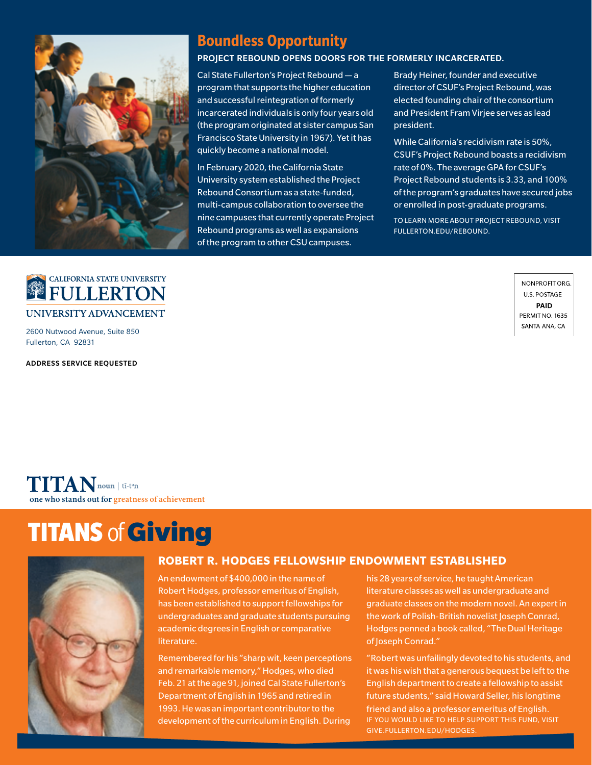## Boundless Opportunity

**PROJECT REBOUND OPENS DOORS FOR THE FORMERLY INCARCERATED.**

Cal State Fullerton's Project Rebound — a program that supports the higher education and successful reintegration of formerly incarcerated individuals is only four years old (the program originated at sister campus San Francisco State University in 1967). Yet it has quickly become a national model.

In February 2020, the California State University system established the Project Rebound Consortium as a state-funded, multi-campus collaboration to oversee the nine campuses that currently operate Project Rebound programs as well as expansions of the program to other CSU campuses.

Brady Heiner, founder and executive director of CSUF's Project Rebound, was elected founding chair of the consortium and President Fram Virjee serves as lead president.

While California's recidivism rate is 50%, CSUF's Project Rebound boasts a recidivism rate of 0%. The average GPA for CSUF's Project Rebound students is 3.33, and 100% of the program's graduates have secured jobs or enrolled in post-graduate programs.

TO LEARN MORE ABOUT PROJECT REBOUND, VISIT FULLERTON.EDU/REBOUND.

CALIFORNIA STATE UNIVERSITY
FULLERTON
UNIVERSITY ADVANCEMENT

2600 Nutwood Avenue, Suite 850
Fullerton, CA 92831

ADDRESS SERVICE REQUESTED

NONPROFIT ORG.
U.S. POSTAGE
**PAID**
PERMIT NO. 1635
SANTA ANA, CA

**TITAN** noun | tī-tən
one who stands out for greatness of achievement

# TITANS of Giving

### ROBERT R. HODGES FELLOWSHIP ENDOWMENT ESTABLISHED

An endowment of $400,000 in the name of Robert Hodges, professor emeritus of English, has been established to support fellowships for undergraduates and graduate students pursuing academic degrees in English or comparative literature.

Remembered for his "sharp wit, keen perceptions and remarkable memory," Hodges, who died Feb. 21 at the age 91, joined Cal State Fullerton's Department of English in 1965 and retired in 1993. He was an important contributor to the development of the curriculum in English. During his 28 years of service, he taught American literature classes as well as undergraduate and graduate classes on the modern novel. An expert in the work of Polish-British novelist Joseph Conrad, Hodges penned a book called, "The Dual Heritage of Joseph Conrad."

"Robert was unfailingly devoted to his students, and it was his wish that a generous bequest be left to the English department to create a fellowship to assist future students," said Howard Seller, his longtime friend and also a professor emeritus of English.

IF YOU WOULD LIKE TO HELP SUPPORT THIS FUND, VISIT GIVE.FULLERTON.EDU/HODGES.